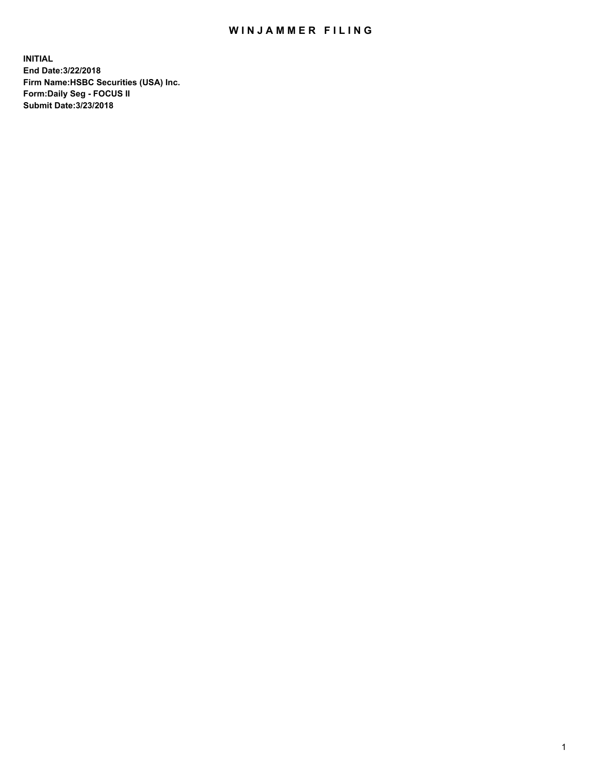# WINJAMMER FILING

**INITIAL**
**End Date:3/22/2018**
**Firm Name:HSBC Securities (USA) Inc.**
**Form:Daily Seg - FOCUS II**
**Submit Date:3/23/2018**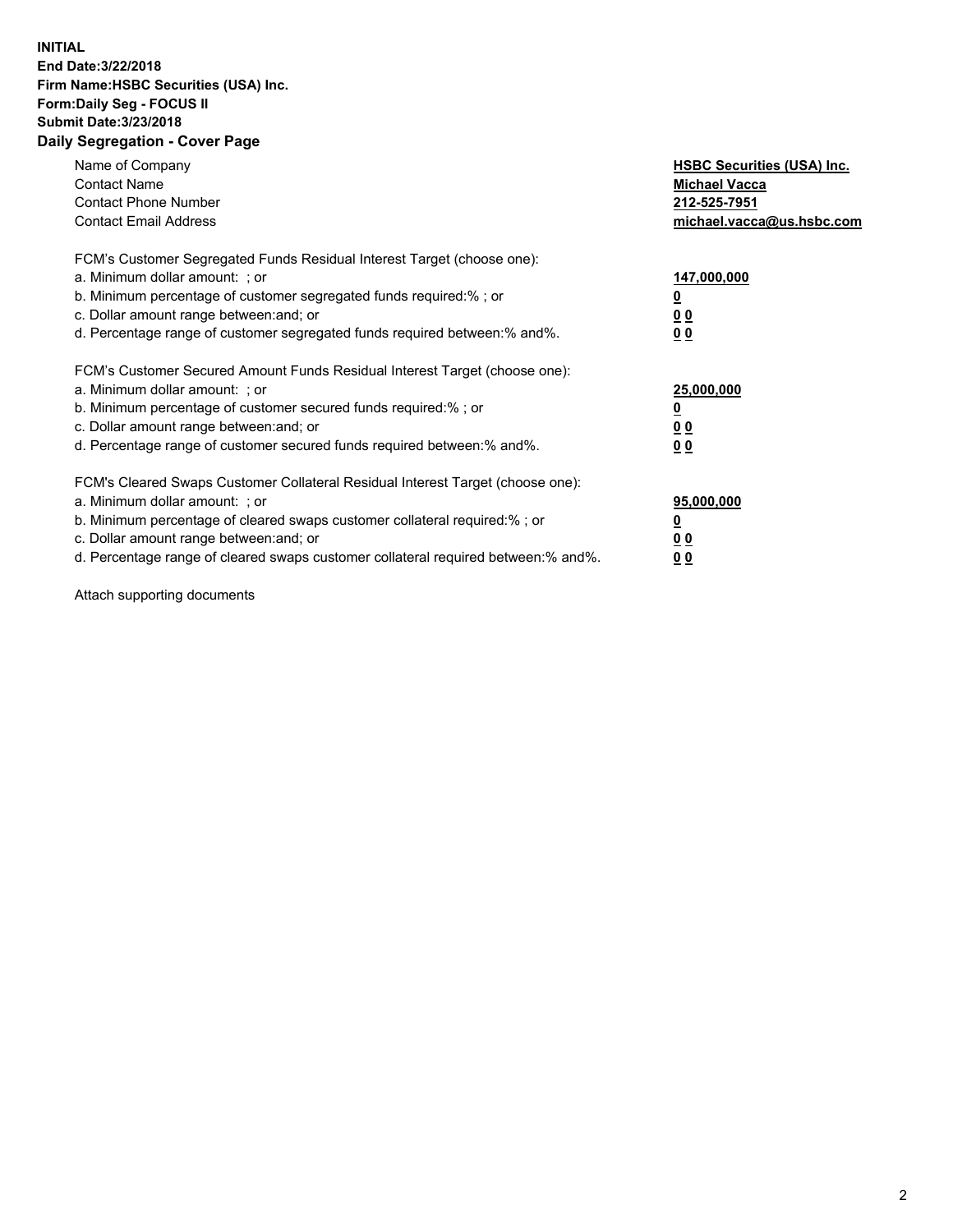**INITIAL**
**End Date:3/22/2018**
**Firm Name:HSBC Securities (USA) Inc.**
**Form:Daily Seg - FOCUS II**
**Submit Date:3/23/2018**

## Daily Segregation - Cover Page

| | |
|---|---|
| Name of Company | **HSBC Securities (USA) Inc.** |
| Contact Name | **Michael Vacca** |
| Contact Phone Number | **212-525-7951** |
| Contact Email Address | **michael.vacca@us.hsbc.com** |

| | |
|---|---|
| FCM's Customer Segregated Funds Residual Interest Target (choose one): | |
| a. Minimum dollar amount: ; or | **147,000,000** |
| b. Minimum percentage of customer segregated funds required:% ; or | **0** |
| c. Dollar amount range between:and; or | **0 0** |
| d. Percentage range of customer segregated funds required between:% and%. | **0 0** |
| FCM's Customer Secured Amount Funds Residual Interest Target (choose one): | |
| a. Minimum dollar amount: ; or | **25,000,000** |
| b. Minimum percentage of customer secured funds required:% ; or | **0** |
| c. Dollar amount range between:and; or | **0 0** |
| d. Percentage range of customer secured funds required between:% and%. | **0 0** |
| FCM's Cleared Swaps Customer Collateral Residual Interest Target (choose one): | |
| a. Minimum dollar amount: ; or | **95,000,000** |
| b. Minimum percentage of cleared swaps customer collateral required:% ; or | **0** |
| c. Dollar amount range between:and; or | **0 0** |
| d. Percentage range of cleared swaps customer collateral required between:% and%. | **0 0** |

Attach supporting documents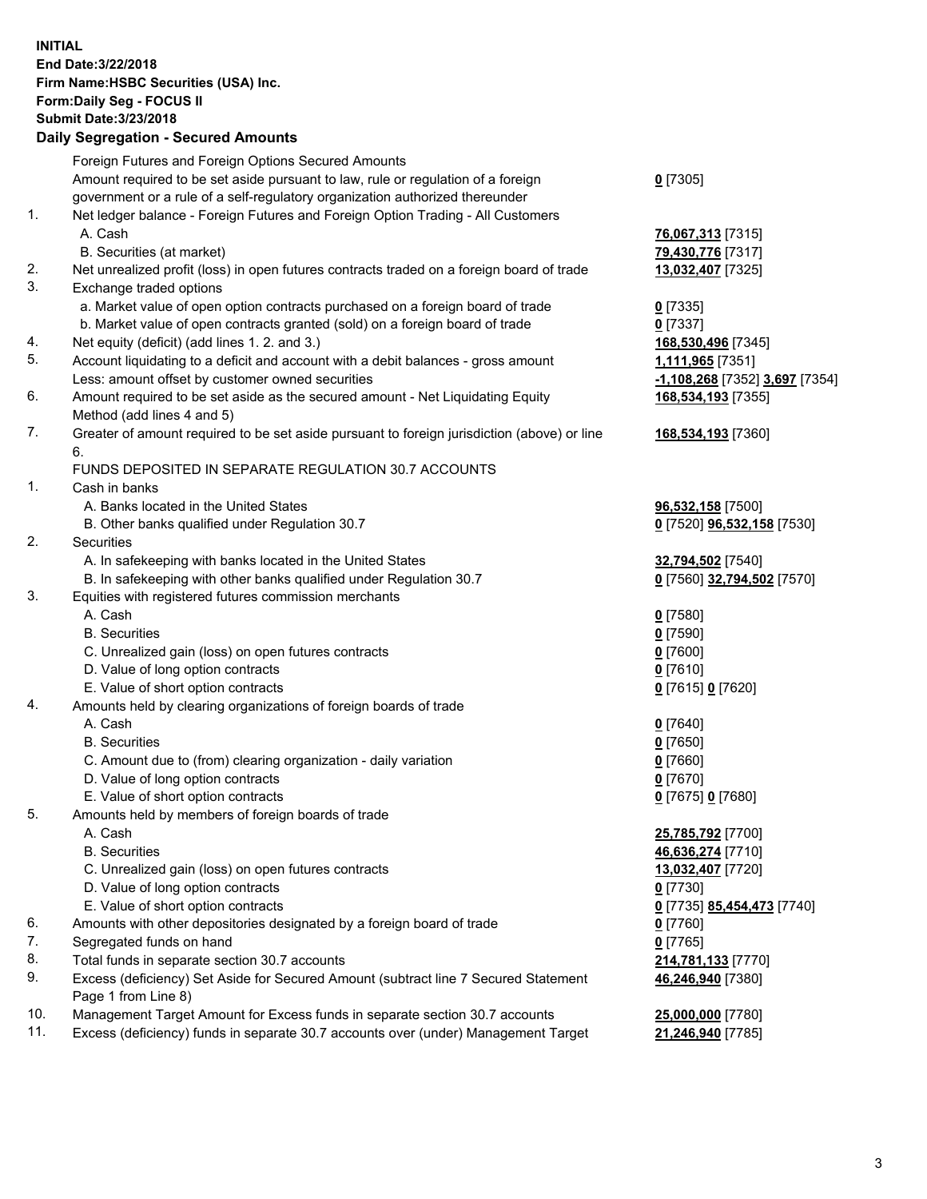**INITIAL**
**End Date:3/22/2018**
**Firm Name:HSBC Securities (USA) Inc.**
**Form:Daily Seg - FOCUS II**
**Submit Date:3/23/2018**

## Daily Segregation - Secured Amounts

| | | |
|---|---|---|
| | Foreign Futures and Foreign Options Secured Amounts | |
| | Amount required to be set aside pursuant to law, rule or regulation of a foreign government or a rule of a self-regulatory organization authorized thereunder | **0** [7305] |
| 1. | Net ledger balance - Foreign Futures and Foreign Option Trading - All Customers | |
| | A. Cash | **76,067,313** [7315] |
| | B. Securities (at market) | **79,430,776** [7317] |
| 2. | Net unrealized profit (loss) in open futures contracts traded on a foreign board of trade | **13,032,407** [7325] |
| 3. | Exchange traded options | |
| | a. Market value of open option contracts purchased on a foreign board of trade | **0** [7335] |
| | b. Market value of open contracts granted (sold) on a foreign board of trade | **0** [7337] |
| 4. | Net equity (deficit) (add lines 1. 2. and 3.) | **168,530,496** [7345] |
| 5. | Account liquidating to a deficit and account with a debit balances - gross amount | **1,111,965** [7351] |
| | Less: amount offset by customer owned securities | **-1,108,268** [7352] **3,697** [7354] |
| 6. | Amount required to be set aside as the secured amount - Net Liquidating Equity Method (add lines 4 and 5) | **168,534,193** [7355] |
| 7. | Greater of amount required to be set aside pursuant to foreign jurisdiction (above) or line 6. | **168,534,193** [7360] |
| | FUNDS DEPOSITED IN SEPARATE REGULATION 30.7 ACCOUNTS | |
| 1. | Cash in banks | |
| | A. Banks located in the United States | **96,532,158** [7500] |
| | B. Other banks qualified under Regulation 30.7 | **0** [7520] **96,532,158** [7530] |
| 2. | Securities | |
| | A. In safekeeping with banks located in the United States | **32,794,502** [7540] |
| | B. In safekeeping with other banks qualified under Regulation 30.7 | **0** [7560] **32,794,502** [7570] |
| 3. | Equities with registered futures commission merchants | |
| | A. Cash | **0** [7580] |
| | B. Securities | **0** [7590] |
| | C. Unrealized gain (loss) on open futures contracts | **0** [7600] |
| | D. Value of long option contracts | **0** [7610] |
| | E. Value of short option contracts | **0** [7615] **0** [7620] |
| 4. | Amounts held by clearing organizations of foreign boards of trade | |
| | A. Cash | **0** [7640] |
| | B. Securities | **0** [7650] |
| | C. Amount due to (from) clearing organization - daily variation | **0** [7660] |
| | D. Value of long option contracts | **0** [7670] |
| | E. Value of short option contracts | **0** [7675] **0** [7680] |
| 5. | Amounts held by members of foreign boards of trade | |
| | A. Cash | **25,785,792** [7700] |
| | B. Securities | **46,636,274** [7710] |
| | C. Unrealized gain (loss) on open futures contracts | **13,032,407** [7720] |
| | D. Value of long option contracts | **0** [7730] |
| | E. Value of short option contracts | **0** [7735] **85,454,473** [7740] |
| 6. | Amounts with other depositories designated by a foreign board of trade | **0** [7760] |
| 7. | Segregated funds on hand | **0** [7765] |
| 8. | Total funds in separate section 30.7 accounts | **214,781,133** [7770] |
| 9. | Excess (deficiency) Set Aside for Secured Amount (subtract line 7 Secured Statement Page 1 from Line 8) | **46,246,940** [7380] |
| 10. | Management Target Amount for Excess funds in separate section 30.7 accounts | **25,000,000** [7780] |
| 11. | Excess (deficiency) funds in separate 30.7 accounts over (under) Management Target | **21,246,940** [7785] |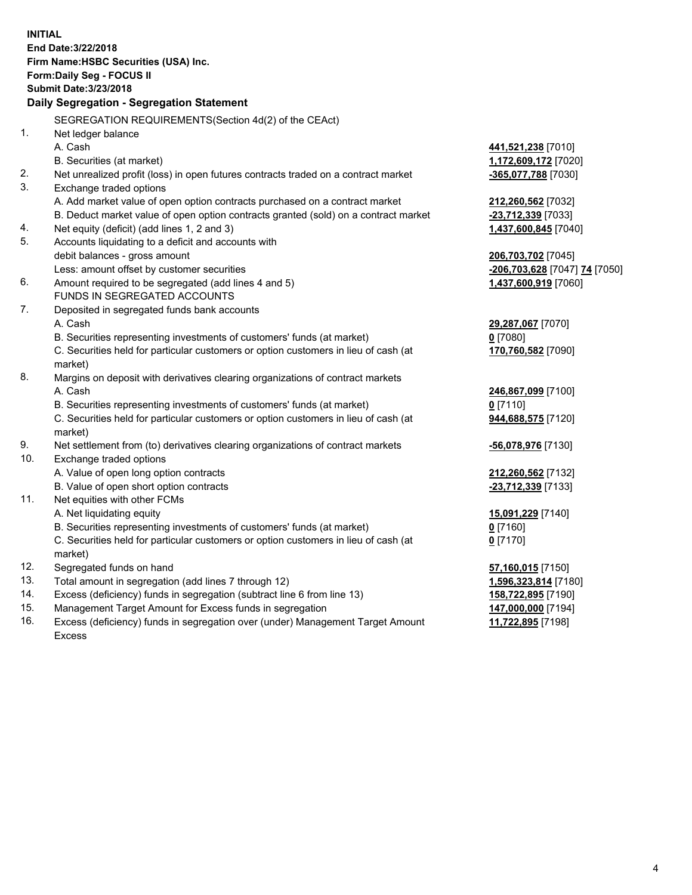**INITIAL**
**End Date:3/22/2018**
**Firm Name:HSBC Securities (USA) Inc.**
**Form:Daily Seg - FOCUS II**
**Submit Date:3/23/2018**

## Daily Segregation - Segregation Statement

| | | |
|---|---|---|
| | SEGREGATION REQUIREMENTS(Section 4d(2) of the CEAct) | |
| 1. | Net ledger balance | |
| | A. Cash | **441,521,238** [7010] |
| | B. Securities (at market) | **1,172,609,172** [7020] |
| 2. | Net unrealized profit (loss) in open futures contracts traded on a contract market | **-365,077,788** [7030] |
| 3. | Exchange traded options | |
| | A. Add market value of open option contracts purchased on a contract market | **212,260,562** [7032] |
| | B. Deduct market value of open option contracts granted (sold) on a contract market | **-23,712,339** [7033] |
| 4. | Net equity (deficit) (add lines 1, 2 and 3) | **1,437,600,845** [7040] |
| 5. | Accounts liquidating to a deficit and accounts with debit balances - gross amount | **206,703,702** [7045] |
| | Less: amount offset by customer securities | **-206,703,628** [7047] **74** [7050] |
| 6. | Amount required to be segregated (add lines 4 and 5) | **1,437,600,919** [7060] |
| | FUNDS IN SEGREGATED ACCOUNTS | |
| 7. | Deposited in segregated funds bank accounts | |
| | A. Cash | **29,287,067** [7070] |
| | B. Securities representing investments of customers' funds (at market) | **0** [7080] |
| | C. Securities held for particular customers or option customers in lieu of cash (at market) | **170,760,582** [7090] |
| 8. | Margins on deposit with derivatives clearing organizations of contract markets | |
| | A. Cash | **246,867,099** [7100] |
| | B. Securities representing investments of customers' funds (at market) | **0** [7110] |
| | C. Securities held for particular customers or option customers in lieu of cash (at market) | **944,688,575** [7120] |
| 9. | Net settlement from (to) derivatives clearing organizations of contract markets | **-56,078,976** [7130] |
| 10. | Exchange traded options | |
| | A. Value of open long option contracts | **212,260,562** [7132] |
| | B. Value of open short option contracts | **-23,712,339** [7133] |
| 11. | Net equities with other FCMs | |
| | A. Net liquidating equity | **15,091,229** [7140] |
| | B. Securities representing investments of customers' funds (at market) | **0** [7160] |
| | C. Securities held for particular customers or option customers in lieu of cash (at market) | **0** [7170] |
| 12. | Segregated funds on hand | **57,160,015** [7150] |
| 13. | Total amount in segregation (add lines 7 through 12) | **1,596,323,814** [7180] |
| 14. | Excess (deficiency) funds in segregation (subtract line 6 from line 13) | **158,722,895** [7190] |
| 15. | Management Target Amount for Excess funds in segregation | **147,000,000** [7194] |
| 16. | Excess (deficiency) funds in segregation over (under) Management Target Amount Excess | **11,722,895** [7198] |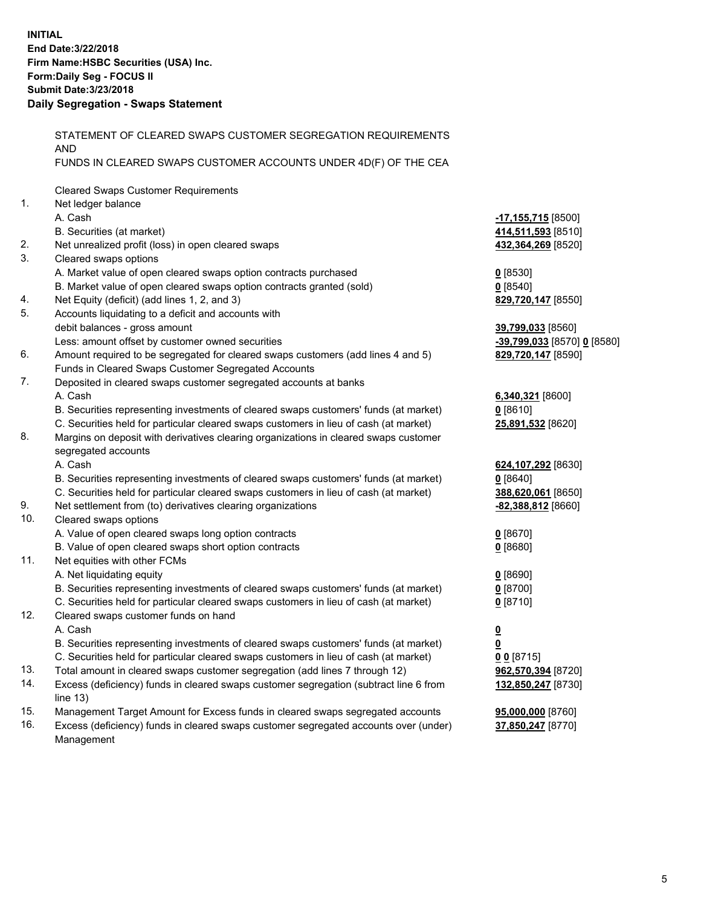**INITIAL**
**End Date:3/22/2018**
**Firm Name:HSBC Securities (USA) Inc.**
**Form:Daily Seg - FOCUS II**
**Submit Date:3/23/2018**
**Daily Segregation - Swaps Statement**

STATEMENT OF CLEARED SWAPS CUSTOMER SEGREGATION REQUIREMENTS AND FUNDS IN CLEARED SWAPS CUSTOMER ACCOUNTS UNDER 4D(F) OF THE CEA

| | | |
|---|---|---|
| | Cleared Swaps Customer Requirements | |
| 1. | Net ledger balance | |
| | A. Cash | **-17,155,715** [8500] |
| | B. Securities (at market) | **414,511,593** [8510] |
| 2. | Net unrealized profit (loss) in open cleared swaps | **432,364,269** [8520] |
| 3. | Cleared swaps options | |
| | A. Market value of open cleared swaps option contracts purchased | **0** [8530] |
| | B. Market value of open cleared swaps option contracts granted (sold) | **0** [8540] |
| 4. | Net Equity (deficit) (add lines 1, 2, and 3) | **829,720,147** [8550] |
| 5. | Accounts liquidating to a deficit and accounts with | |
| | debit balances - gross amount | **39,799,033** [8560] |
| | Less: amount offset by customer owned securities | **-39,799,033** [8570] **0** [8580] |
| 6. | Amount required to be segregated for cleared swaps customers (add lines 4 and 5) | **829,720,147** [8590] |
| | Funds in Cleared Swaps Customer Segregated Accounts | |
| 7. | Deposited in cleared swaps customer segregated accounts at banks | |
| | A. Cash | **6,340,321** [8600] |
| | B. Securities representing investments of cleared swaps customers' funds (at market) | **0** [8610] |
| | C. Securities held for particular cleared swaps customers in lieu of cash (at market) | **25,891,532** [8620] |
| 8. | Margins on deposit with derivatives clearing organizations in cleared swaps customer segregated accounts | |
| | A. Cash | **624,107,292** [8630] |
| | B. Securities representing investments of cleared swaps customers' funds (at market) | **0** [8640] |
| | C. Securities held for particular cleared swaps customers in lieu of cash (at market) | **388,620,061** [8650] |
| 9. | Net settlement from (to) derivatives clearing organizations | **-82,388,812** [8660] |
| 10. | Cleared swaps options | |
| | A. Value of open cleared swaps long option contracts | **0** [8670] |
| | B. Value of open cleared swaps short option contracts | **0** [8680] |
| 11. | Net equities with other FCMs | |
| | A. Net liquidating equity | **0** [8690] |
| | B. Securities representing investments of cleared swaps customers' funds (at market) | **0** [8700] |
| | C. Securities held for particular cleared swaps customers in lieu of cash (at market) | **0** [8710] |
| 12. | Cleared swaps customer funds on hand | |
| | A. Cash | **0** |
| | B. Securities representing investments of cleared swaps customers' funds (at market) | **0** |
| | C. Securities held for particular cleared swaps customers in lieu of cash (at market) | **0** **0** [8715] |
| 13. | Total amount in cleared swaps customer segregation (add lines 7 through 12) | **962,570,394** [8720] |
| 14. | Excess (deficiency) funds in cleared swaps customer segregation (subtract line 6 from line 13) | **132,850,247** [8730] |
| 15. | Management Target Amount for Excess funds in cleared swaps segregated accounts | **95,000,000** [8760] |
| 16. | Excess (deficiency) funds in cleared swaps customer segregated accounts over (under) Management | **37,850,247** [8770] |